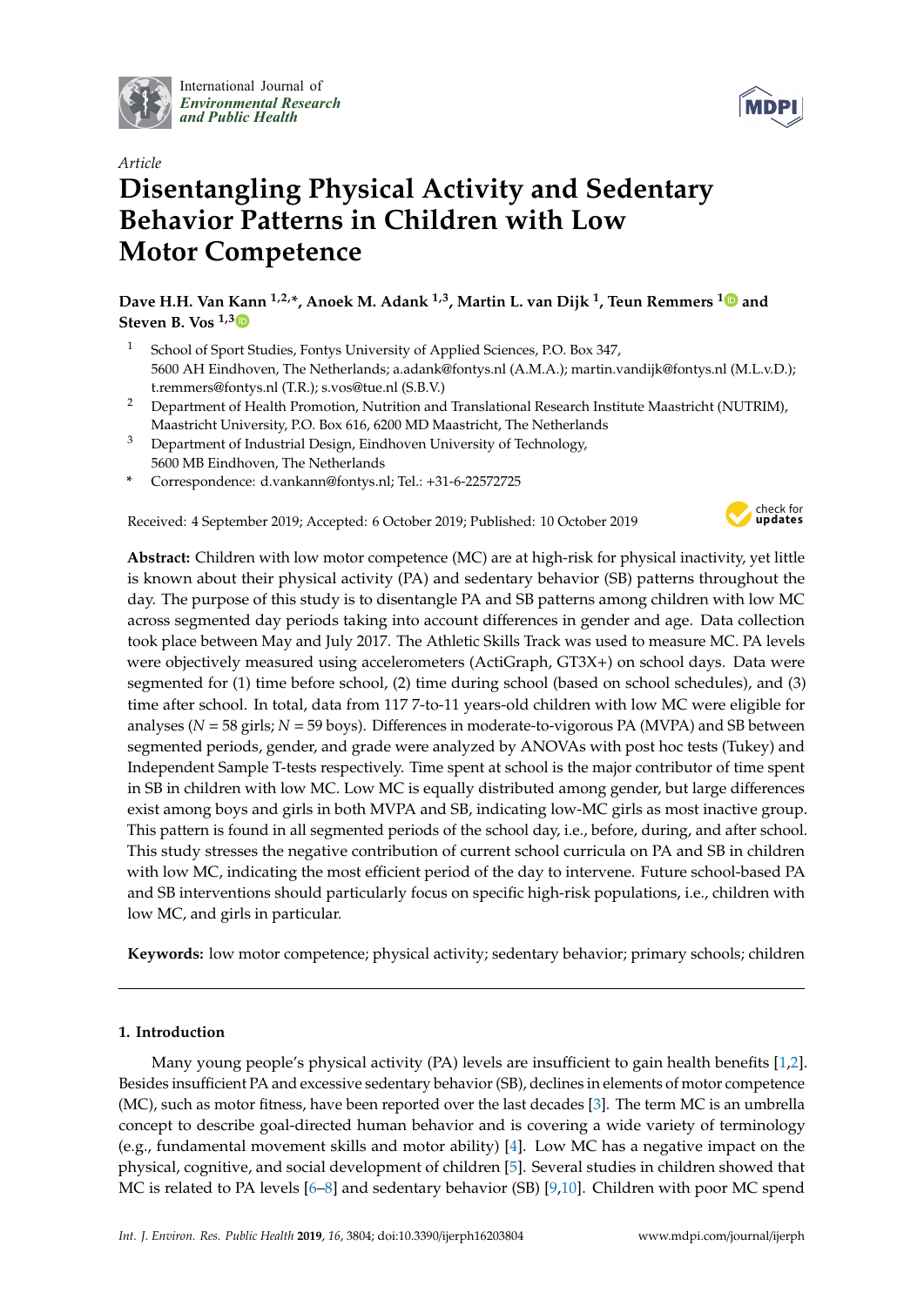International Journal of *Environmental Research and Public Health*

*Article*

# Disentangling Physical Activity and Sedentary Behavior Patterns in Children with Low Motor Competence

**Dave H.H. Van Kann [1,2,*], Anoek M. Adank [1,3], Martin L. van Dijk [1], Teun Remmers [1] and Steven B. Vos [1,3]**

[1] School of Sport Studies, Fontys University of Applied Sciences, P.O. Box 347, 5600 AH Eindhoven, The Netherlands; a.adank@fontys.nl (A.M.A.); martin.vandijk@fontys.nl (M.L.v.D.); t.remmers@fontys.nl (T.R.); s.vos@tue.nl (S.B.V.)

[2] Department of Health Promotion, Nutrition and Translational Research Institute Maastricht (NUTRIM), Maastricht University, P.O. Box 616, 6200 MD Maastricht, The Netherlands

[3] Department of Industrial Design, Eindhoven University of Technology, 5600 MB Eindhoven, The Netherlands

\* Correspondence: d.vankann@fontys.nl; Tel.: +31-6-22572725

Received: 4 September 2019; Accepted: 6 October 2019; Published: 10 October 2019

**Abstract:** Children with low motor competence (MC) are at high-risk for physical inactivity, yet little is known about their physical activity (PA) and sedentary behavior (SB) patterns throughout the day. The purpose of this study is to disentangle PA and SB patterns among children with low MC across segmented day periods taking into account differences in gender and age. Data collection took place between May and July 2017. The Athletic Skills Track was used to measure MC. PA levels were objectively measured using accelerometers (ActiGraph, GT3X+) on school days. Data were segmented for (1) time before school, (2) time during school (based on school schedules), and (3) time after school. In total, data from 117 7-to-11 years-old children with low MC were eligible for analyses ($N = 58$ girls; $N = 59$ boys). Differences in moderate-to-vigorous PA (MVPA) and SB between segmented periods, gender, and grade were analyzed by ANOVAs with post hoc tests (Tukey) and Independent Sample T-tests respectively. Time spent at school is the major contributor of time spent in SB in children with low MC. Low MC is equally distributed among gender, but large differences exist among boys and girls in both MVPA and SB, indicating low-MC girls as most inactive group. This pattern is found in all segmented periods of the school day, i.e., before, during, and after school. This study stresses the negative contribution of current school curricula on PA and SB in children with low MC, indicating the most efficient period of the day to intervene. Future school-based PA and SB interventions should particularly focus on specific high-risk populations, i.e., children with low MC, and girls in particular.

**Keywords:** low motor competence; physical activity; sedentary behavior; primary schools; children

## 1. Introduction

Many young people's physical activity (PA) levels are insufficient to gain health benefits [1,2]. Besides insufficient PA and excessive sedentary behavior (SB), declines in elements of motor competence (MC), such as motor fitness, have been reported over the last decades [3]. The term MC is an umbrella concept to describe goal-directed human behavior and is covering a wide variety of terminology (e.g., fundamental movement skills and motor ability) [4]. Low MC has a negative impact on the physical, cognitive, and social development of children [5]. Several studies in children showed that MC is related to PA levels [6–8] and sedentary behavior (SB) [9,10]. Children with poor MC spend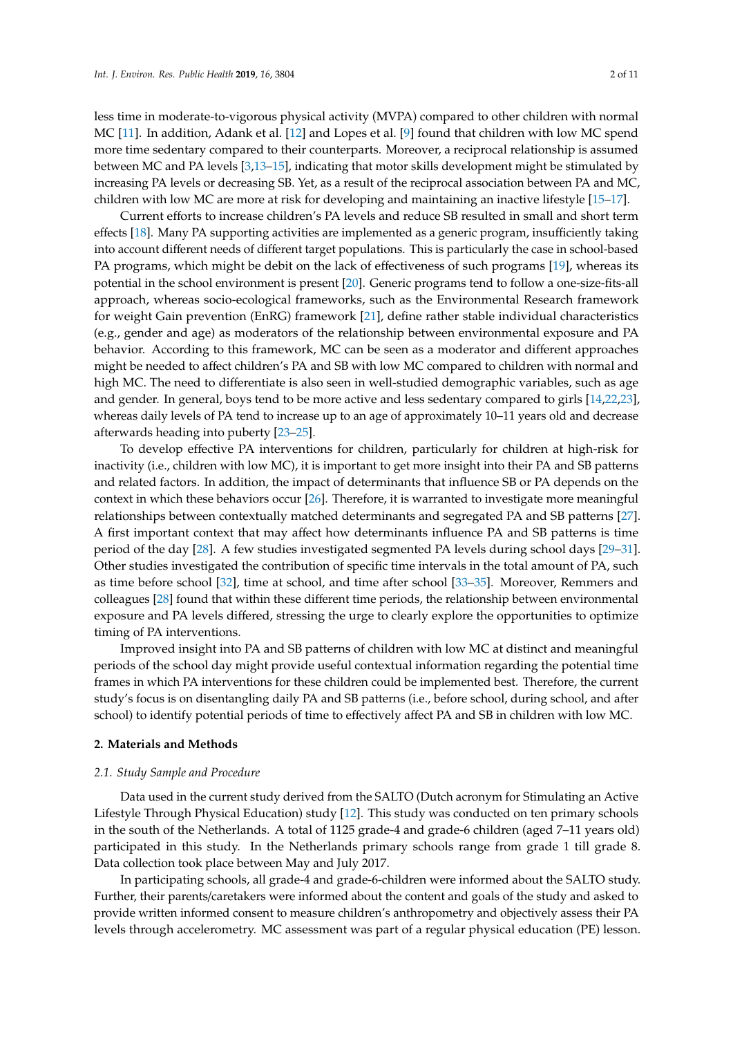less time in moderate-to-vigorous physical activity (MVPA) compared to other children with normal MC [11]. In addition, Adank et al. [12] and Lopes et al. [9] found that children with low MC spend more time sedentary compared to their counterparts. Moreover, a reciprocal relationship is assumed between MC and PA levels [3,13–15], indicating that motor skills development might be stimulated by increasing PA levels or decreasing SB. Yet, as a result of the reciprocal association between PA and MC, children with low MC are more at risk for developing and maintaining an inactive lifestyle [15–17].

Current efforts to increase children's PA levels and reduce SB resulted in small and short term effects [18]. Many PA supporting activities are implemented as a generic program, insufficiently taking into account different needs of different target populations. This is particularly the case in school-based PA programs, which might be debit on the lack of effectiveness of such programs [19], whereas its potential in the school environment is present [20]. Generic programs tend to follow a one-size-fits-all approach, whereas socio-ecological frameworks, such as the Environmental Research framework for weight Gain prevention (EnRG) framework [21], define rather stable individual characteristics (e.g., gender and age) as moderators of the relationship between environmental exposure and PA behavior. According to this framework, MC can be seen as a moderator and different approaches might be needed to affect children's PA and SB with low MC compared to children with normal and high MC. The need to differentiate is also seen in well-studied demographic variables, such as age and gender. In general, boys tend to be more active and less sedentary compared to girls [14,22,23], whereas daily levels of PA tend to increase up to an age of approximately 10–11 years old and decrease afterwards heading into puberty [23–25].

To develop effective PA interventions for children, particularly for children at high-risk for inactivity (i.e., children with low MC), it is important to get more insight into their PA and SB patterns and related factors. In addition, the impact of determinants that influence SB or PA depends on the context in which these behaviors occur [26]. Therefore, it is warranted to investigate more meaningful relationships between contextually matched determinants and segregated PA and SB patterns [27]. A first important context that may affect how determinants influence PA and SB patterns is time period of the day [28]. A few studies investigated segmented PA levels during school days [29–31]. Other studies investigated the contribution of specific time intervals in the total amount of PA, such as time before school [32], time at school, and time after school [33–35]. Moreover, Remmers and colleagues [28] found that within these different time periods, the relationship between environmental exposure and PA levels differed, stressing the urge to clearly explore the opportunities to optimize timing of PA interventions.

Improved insight into PA and SB patterns of children with low MC at distinct and meaningful periods of the school day might provide useful contextual information regarding the potential time frames in which PA interventions for these children could be implemented best. Therefore, the current study's focus is on disentangling daily PA and SB patterns (i.e., before school, during school, and after school) to identify potential periods of time to effectively affect PA and SB in children with low MC.

## 2. Materials and Methods

### 2.1. Study Sample and Procedure

Data used in the current study derived from the SALTO (Dutch acronym for Stimulating an Active Lifestyle Through Physical Education) study [12]. This study was conducted on ten primary schools in the south of the Netherlands. A total of 1125 grade-4 and grade-6 children (aged 7–11 years old) participated in this study. In the Netherlands primary schools range from grade 1 till grade 8. Data collection took place between May and July 2017.

In participating schools, all grade-4 and grade-6-children were informed about the SALTO study. Further, their parents/caretakers were informed about the content and goals of the study and asked to provide written informed consent to measure children's anthropometry and objectively assess their PA levels through accelerometry. MC assessment was part of a regular physical education (PE) lesson.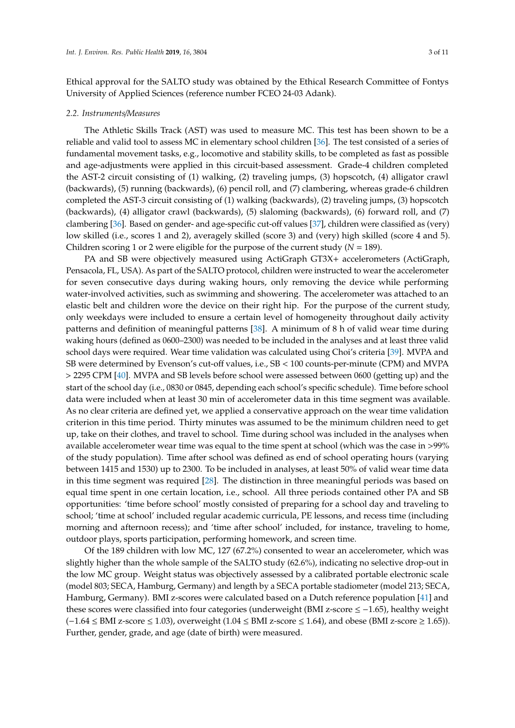Ethical approval for the SALTO study was obtained by the Ethical Research Committee of Fontys University of Applied Sciences (reference number FCEO 24-03 Adank).

### 2.2. Instruments/Measures

The Athletic Skills Track (AST) was used to measure MC. This test has been shown to be a reliable and valid tool to assess MC in elementary school children [36]. The test consisted of a series of fundamental movement tasks, e.g., locomotive and stability skills, to be completed as fast as possible and age-adjustments were applied in this circuit-based assessment. Grade-4 children completed the AST-2 circuit consisting of (1) walking, (2) traveling jumps, (3) hopscotch, (4) alligator crawl (backwards), (5) running (backwards), (6) pencil roll, and (7) clambering, whereas grade-6 children completed the AST-3 circuit consisting of (1) walking (backwards), (2) traveling jumps, (3) hopscotch (backwards), (4) alligator crawl (backwards), (5) slaloming (backwards), (6) forward roll, and (7) clambering [36]. Based on gender- and age-specific cut-off values [37], children were classified as (very) low skilled (i.e., scores 1 and 2), averagely skilled (score 3) and (very) high skilled (score 4 and 5). Children scoring 1 or 2 were eligible for the purpose of the current study ($N = 189$).

PA and SB were objectively measured using ActiGraph GT3X+ accelerometers (ActiGraph, Pensacola, FL, USA). As part of the SALTO protocol, children were instructed to wear the accelerometer for seven consecutive days during waking hours, only removing the device while performing water-involved activities, such as swimming and showering. The accelerometer was attached to an elastic belt and children wore the device on their right hip. For the purpose of the current study, only weekdays were included to ensure a certain level of homogeneity throughout daily activity patterns and definition of meaningful patterns [38]. A minimum of 8 h of valid wear time during waking hours (defined as 0600–2300) was needed to be included in the analyses and at least three valid school days were required. Wear time validation was calculated using Choi's criteria [39]. MVPA and SB were determined by Evenson's cut-off values, i.e., SB < 100 counts-per-minute (CPM) and MVPA > 2295 CPM [40]. MVPA and SB levels before school were assessed between 0600 (getting up) and the start of the school day (i.e., 0830 or 0845, depending each school's specific schedule). Time before school data were included when at least 30 min of accelerometer data in this time segment was available. As no clear criteria are defined yet, we applied a conservative approach on the wear time validation criterion in this time period. Thirty minutes was assumed to be the minimum children need to get up, take on their clothes, and travel to school. Time during school was included in the analyses when available accelerometer wear time was equal to the time spent at school (which was the case in >99% of the study population). Time after school was defined as end of school operating hours (varying between 1415 and 1530) up to 2300. To be included in analyses, at least 50% of valid wear time data in this time segment was required [28]. The distinction in three meaningful periods was based on equal time spent in one certain location, i.e., school. All three periods contained other PA and SB opportunities: 'time before school' mostly consisted of preparing for a school day and traveling to school; 'time at school' included regular academic curricula, PE lessons, and recess time (including morning and afternoon recess); and 'time after school' included, for instance, traveling to home, outdoor plays, sports participation, performing homework, and screen time.

Of the 189 children with low MC, 127 (67.2%) consented to wear an accelerometer, which was slightly higher than the whole sample of the SALTO study (62.6%), indicating no selective drop-out in the low MC group. Weight status was objectively assessed by a calibrated portable electronic scale (model 803; SECA, Hamburg, Germany) and length by a SECA portable stadiometer (model 213; SECA, Hamburg, Germany). BMI z-scores were calculated based on a Dutch reference population [41] and these scores were classified into four categories (underweight (BMI z-score $\leq -1.65$), healthy weight ($-1.64 \leq$ BMI z-score $\leq 1.03$), overweight ($1.04 \leq$ BMI z-score $\leq 1.64$), and obese (BMI z-score $\geq 1.65$)). Further, gender, grade, and age (date of birth) were measured.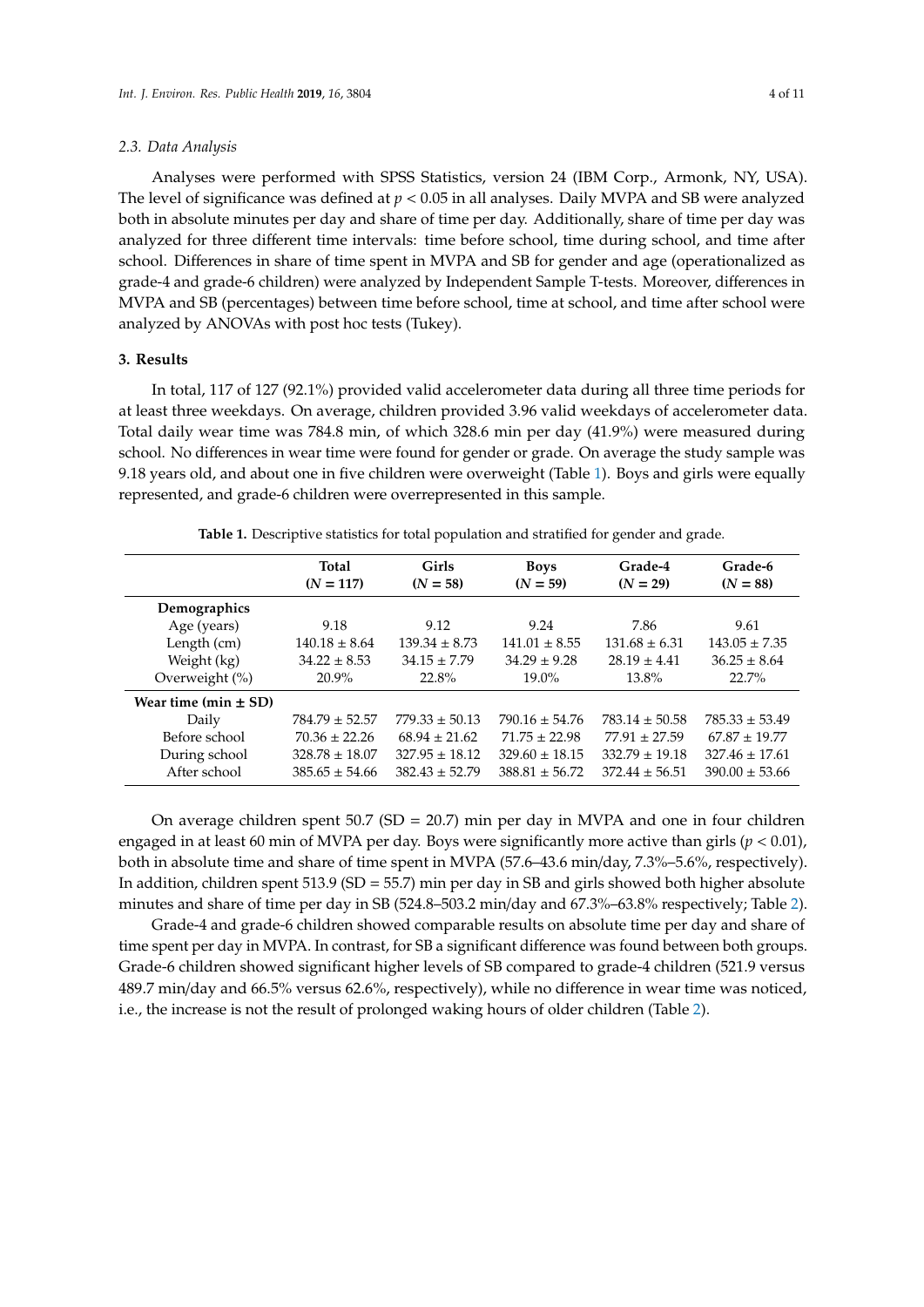### 2.3. Data Analysis

Analyses were performed with SPSS Statistics, version 24 (IBM Corp., Armonk, NY, USA). The level of significance was defined at $p < 0.05$ in all analyses. Daily MVPA and SB were analyzed both in absolute minutes per day and share of time per day. Additionally, share of time per day was analyzed for three different time intervals: time before school, time during school, and time after school. Differences in share of time spent in MVPA and SB for gender and age (operationalized as grade-4 and grade-6 children) were analyzed by Independent Sample T-tests. Moreover, differences in MVPA and SB (percentages) between time before school, time at school, and time after school were analyzed by ANOVAs with post hoc tests (Tukey).

## 3. Results

In total, 117 of 127 (92.1%) provided valid accelerometer data during all three time periods for at least three weekdays. On average, children provided 3.96 valid weekdays of accelerometer data. Total daily wear time was 784.8 min, of which 328.6 min per day (41.9%) were measured during school. No differences in wear time were found for gender or grade. On average the study sample was 9.18 years old, and about one in five children were overweight (Table 1). Boys and girls were equally represented, and grade-6 children were overrepresented in this sample.

**Table 1.** Descriptive statistics for total population and stratified for gender and grade.

| | Total ($N$ = 117) | Girls ($N$ = 58) | Boys ($N$ = 59) | Grade-4 ($N$ = 29) | Grade-6 ($N$ = 88) |
|---|---|---|---|---|---|
| **Demographics** | | | | | |
| Age (years) | 9.18 | 9.12 | 9.24 | 7.86 | 9.61 |
| Length (cm) | 140.18 ± 8.64 | 139.34 ± 8.73 | 141.01 ± 8.55 | 131.68 ± 6.31 | 143.05 ± 7.35 |
| Weight (kg) | 34.22 ± 8.53 | 34.15 ± 7.79 | 34.29 ± 9.28 | 28.19 ± 4.41 | 36.25 ± 8.64 |
| Overweight (%) | 20.9% | 22.8% | 19.0% | 13.8% | 22.7% |
| **Wear time (min ± SD)** | | | | | |
| Daily | 784.79 ± 52.57 | 779.33 ± 50.13 | 790.16 ± 54.76 | 783.14 ± 50.58 | 785.33 ± 53.49 |
| Before school | 70.36 ± 22.26 | 68.94 ± 21.62 | 71.75 ± 22.98 | 77.91 ± 27.59 | 67.87 ± 19.77 |
| During school | 328.78 ± 18.07 | 327.95 ± 18.12 | 329.60 ± 18.15 | 332.79 ± 19.18 | 327.46 ± 17.61 |
| After school | 385.65 ± 54.66 | 382.43 ± 52.79 | 388.81 ± 56.72 | 372.44 ± 56.51 | 390.00 ± 53.66 |

On average children spent 50.7 (SD = 20.7) min per day in MVPA and one in four children engaged in at least 60 min of MVPA per day. Boys were significantly more active than girls ($p < 0.01$), both in absolute time and share of time spent in MVPA (57.6–43.6 min/day, 7.3%–5.6%, respectively). In addition, children spent 513.9 (SD = 55.7) min per day in SB and girls showed both higher absolute minutes and share of time per day in SB (524.8–503.2 min/day and 67.3%–63.8% respectively; Table 2).

Grade-4 and grade-6 children showed comparable results on absolute time per day and share of time spent per day in MVPA. In contrast, for SB a significant difference was found between both groups. Grade-6 children showed significant higher levels of SB compared to grade-4 children (521.9 versus 489.7 min/day and 66.5% versus 62.6%, respectively), while no difference in wear time was noticed, i.e., the increase is not the result of prolonged waking hours of older children (Table 2).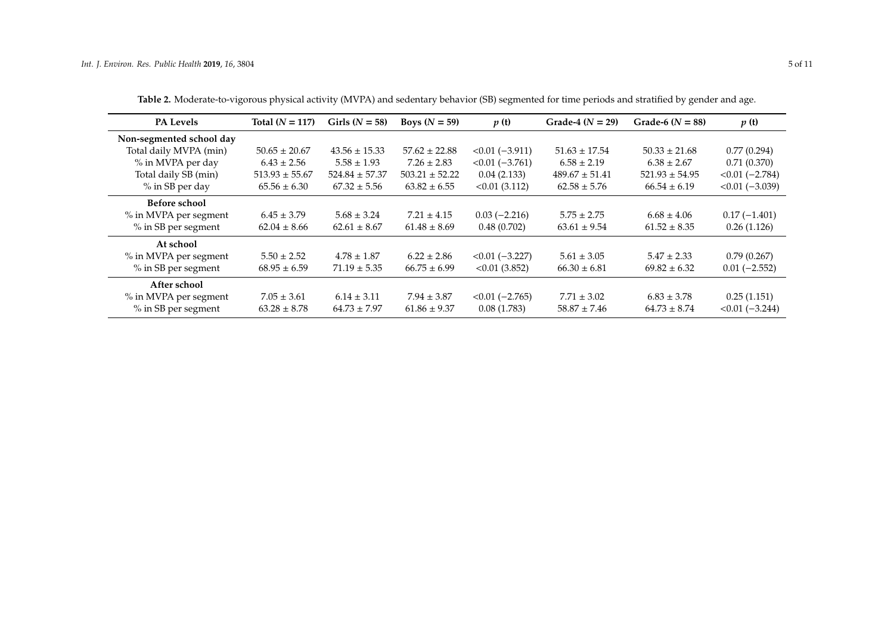**Table 2.** Moderate-to-vigorous physical activity (MVPA) and sedentary behavior (SB) segmented for time periods and stratified by gender and age.

| PA Levels | Total ($N$ = 117) | Girls ($N$ = 58) | Boys ($N$ = 59) | $p$ (t) | Grade-4 ($N$ = 29) | Grade-6 ($N$ = 88) | $p$ (t) |
|---|---|---|---|---|---|---|---|
| **Non-segmented school day** | | | | | | | |
| Total daily MVPA (min) | 50.65 ± 20.67 | 43.56 ± 15.33 | 57.62 ± 22.88 | <0.01 (−3.911) | 51.63 ± 17.54 | 50.33 ± 21.68 | 0.77 (0.294) |
| % in MVPA per day | 6.43 ± 2.56 | 5.58 ± 1.93 | 7.26 ± 2.83 | <0.01 (−3.761) | 6.58 ± 2.19 | 6.38 ± 2.67 | 0.71 (0.370) |
| Total daily SB (min) | 513.93 ± 55.67 | 524.84 ± 57.37 | 503.21 ± 52.22 | 0.04 (2.133) | 489.67 ± 51.41 | 521.93 ± 54.95 | <0.01 (−2.784) |
| % in SB per day | 65.56 ± 6.30 | 67.32 ± 5.56 | 63.82 ± 6.55 | <0.01 (3.112) | 62.58 ± 5.76 | 66.54 ± 6.19 | <0.01 (−3.039) |
| **Before school** | | | | | | | |
| % in MVPA per segment | 6.45 ± 3.79 | 5.68 ± 3.24 | 7.21 ± 4.15 | 0.03 (−2.216) | 5.75 ± 2.75 | 6.68 ± 4.06 | 0.17 (−1.401) |
| % in SB per segment | 62.04 ± 8.66 | 62.61 ± 8.67 | 61.48 ± 8.69 | 0.48 (0.702) | 63.61 ± 9.54 | 61.52 ± 8.35 | 0.26 (1.126) |
| **At school** | | | | | | | |
| % in MVPA per segment | 5.50 ± 2.52 | 4.78 ± 1.87 | 6.22 ± 2.86 | <0.01 (−3.227) | 5.61 ± 3.05 | 5.47 ± 2.33 | 0.79 (0.267) |
| % in SB per segment | 68.95 ± 6.59 | 71.19 ± 5.35 | 66.75 ± 6.99 | <0.01 (3.852) | 66.30 ± 6.81 | 69.82 ± 6.32 | 0.01 (−2.552) |
| **After school** | | | | | | | |
| % in MVPA per segment | 7.05 ± 3.61 | 6.14 ± 3.11 | 7.94 ± 3.87 | <0.01 (−2.765) | 7.71 ± 3.02 | 6.83 ± 3.78 | 0.25 (1.151) |
| % in SB per segment | 63.28 ± 8.78 | 64.73 ± 7.97 | 61.86 ± 9.37 | 0.08 (1.783) | 58.87 ± 7.46 | 64.73 ± 8.74 | <0.01 (−3.244) |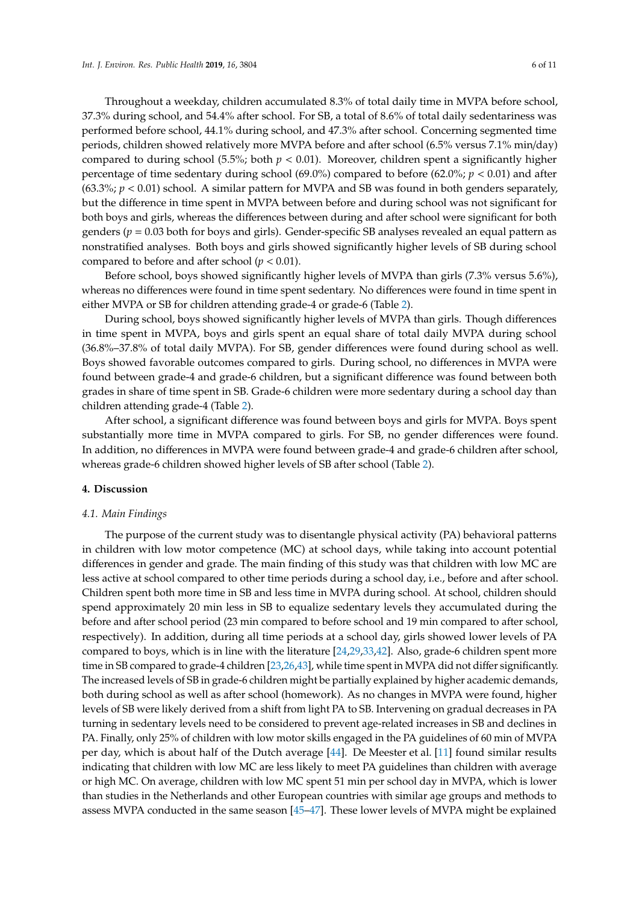Throughout a weekday, children accumulated 8.3% of total daily time in MVPA before school, 37.3% during school, and 54.4% after school. For SB, a total of 8.6% of total daily sedentariness was performed before school, 44.1% during school, and 47.3% after school. Concerning segmented time periods, children showed relatively more MVPA before and after school (6.5% versus 7.1% min/day) compared to during school (5.5%; both $p < 0.01$). Moreover, children spent a significantly higher percentage of time sedentary during school (69.0%) compared to before (62.0%; $p < 0.01$) and after (63.3%; $p < 0.01$) school. A similar pattern for MVPA and SB was found in both genders separately, but the difference in time spent in MVPA between before and during school was not significant for both boys and girls, whereas the differences between during and after school were significant for both genders ($p = 0.03$ both for boys and girls). Gender-specific SB analyses revealed an equal pattern as nonstratified analyses. Both boys and girls showed significantly higher levels of SB during school compared to before and after school ($p < 0.01$).

Before school, boys showed significantly higher levels of MVPA than girls (7.3% versus 5.6%), whereas no differences were found in time spent sedentary. No differences were found in time spent in either MVPA or SB for children attending grade-4 or grade-6 (Table 2).

During school, boys showed significantly higher levels of MVPA than girls. Though differences in time spent in MVPA, boys and girls spent an equal share of total daily MVPA during school (36.8%–37.8% of total daily MVPA). For SB, gender differences were found during school as well. Boys showed favorable outcomes compared to girls. During school, no differences in MVPA were found between grade-4 and grade-6 children, but a significant difference was found between both grades in share of time spent in SB. Grade-6 children were more sedentary during a school day than children attending grade-4 (Table 2).

After school, a significant difference was found between boys and girls for MVPA. Boys spent substantially more time in MVPA compared to girls. For SB, no gender differences were found. In addition, no differences in MVPA were found between grade-4 and grade-6 children after school, whereas grade-6 children showed higher levels of SB after school (Table 2).

## 4. Discussion

### *4.1. Main Findings*

The purpose of the current study was to disentangle physical activity (PA) behavioral patterns in children with low motor competence (MC) at school days, while taking into account potential differences in gender and grade. The main finding of this study was that children with low MC are less active at school compared to other time periods during a school day, i.e., before and after school. Children spent both more time in SB and less time in MVPA during school. At school, children should spend approximately 20 min less in SB to equalize sedentary levels they accumulated during the before and after school period (23 min compared to before school and 19 min compared to after school, respectively). In addition, during all time periods at a school day, girls showed lower levels of PA compared to boys, which is in line with the literature [24,29,33,42]. Also, grade-6 children spent more time in SB compared to grade-4 children [23,26,43], while time spent in MVPA did not differ significantly. The increased levels of SB in grade-6 children might be partially explained by higher academic demands, both during school as well as after school (homework). As no changes in MVPA were found, higher levels of SB were likely derived from a shift from light PA to SB. Intervening on gradual decreases in PA turning in sedentary levels need to be considered to prevent age-related increases in SB and declines in PA. Finally, only 25% of children with low motor skills engaged in the PA guidelines of 60 min of MVPA per day, which is about half of the Dutch average [44]. De Meester et al. [11] found similar results indicating that children with low MC are less likely to meet PA guidelines than children with average or high MC. On average, children with low MC spent 51 min per school day in MVPA, which is lower than studies in the Netherlands and other European countries with similar age groups and methods to assess MVPA conducted in the same season [45–47]. These lower levels of MVPA might be explained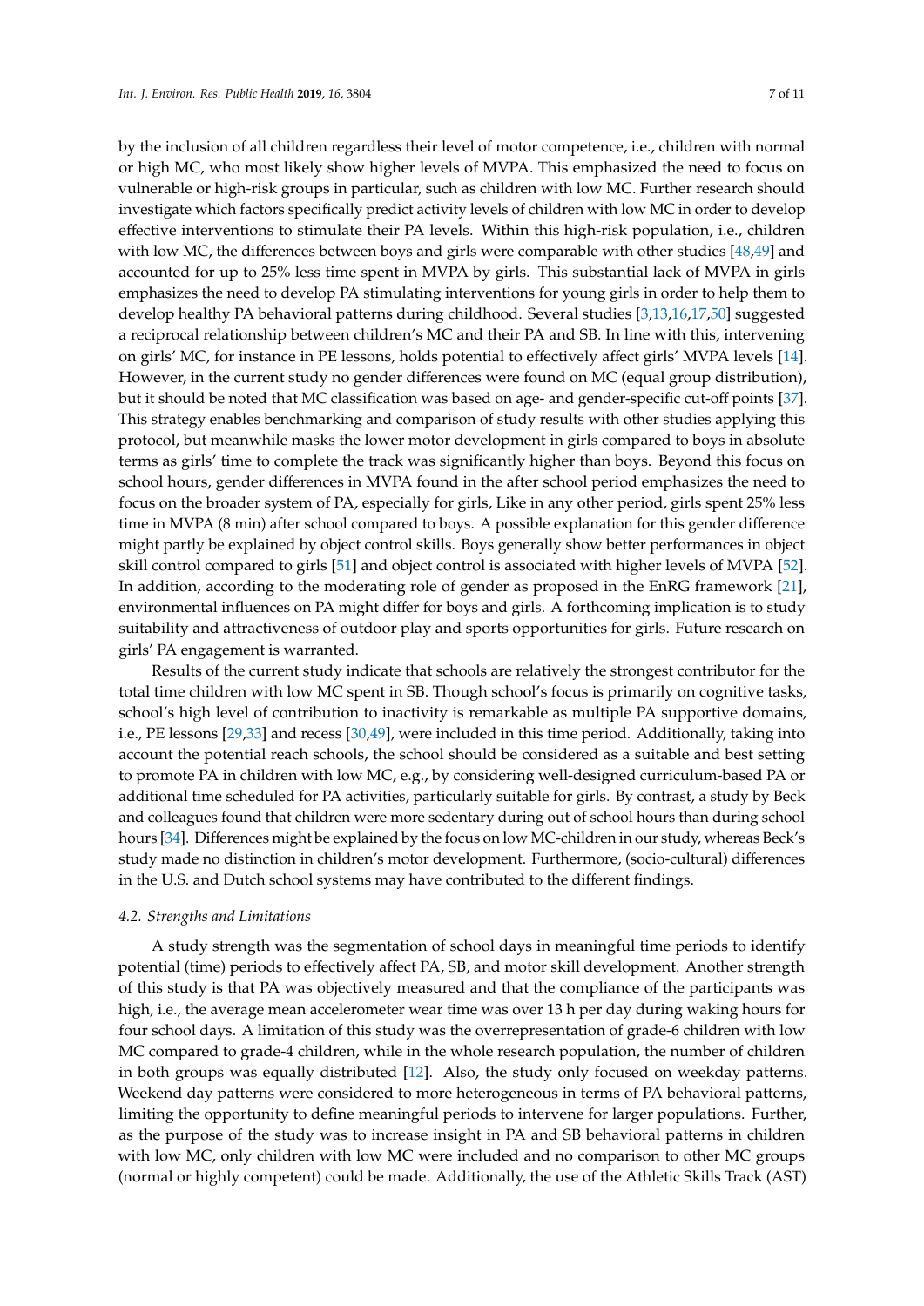by the inclusion of all children regardless their level of motor competence, i.e., children with normal or high MC, who most likely show higher levels of MVPA. This emphasized the need to focus on vulnerable or high-risk groups in particular, such as children with low MC. Further research should investigate which factors specifically predict activity levels of children with low MC in order to develop effective interventions to stimulate their PA levels. Within this high-risk population, i.e., children with low MC, the differences between boys and girls were comparable with other studies [48,49] and accounted for up to 25% less time spent in MVPA by girls. This substantial lack of MVPA in girls emphasizes the need to develop PA stimulating interventions for young girls in order to help them to develop healthy PA behavioral patterns during childhood. Several studies [3,13,16,17,50] suggested a reciprocal relationship between children's MC and their PA and SB. In line with this, intervening on girls' MC, for instance in PE lessons, holds potential to effectively affect girls' MVPA levels [14]. However, in the current study no gender differences were found on MC (equal group distribution), but it should be noted that MC classification was based on age- and gender-specific cut-off points [37]. This strategy enables benchmarking and comparison of study results with other studies applying this protocol, but meanwhile masks the lower motor development in girls compared to boys in absolute terms as girls' time to complete the track was significantly higher than boys. Beyond this focus on school hours, gender differences in MVPA found in the after school period emphasizes the need to focus on the broader system of PA, especially for girls, Like in any other period, girls spent 25% less time in MVPA (8 min) after school compared to boys. A possible explanation for this gender difference might partly be explained by object control skills. Boys generally show better performances in object skill control compared to girls [51] and object control is associated with higher levels of MVPA [52]. In addition, according to the moderating role of gender as proposed in the EnRG framework [21], environmental influences on PA might differ for boys and girls. A forthcoming implication is to study suitability and attractiveness of outdoor play and sports opportunities for girls. Future research on girls' PA engagement is warranted.

Results of the current study indicate that schools are relatively the strongest contributor for the total time children with low MC spent in SB. Though school's focus is primarily on cognitive tasks, school's high level of contribution to inactivity is remarkable as multiple PA supportive domains, i.e., PE lessons [29,33] and recess [30,49], were included in this time period. Additionally, taking into account the potential reach schools, the school should be considered as a suitable and best setting to promote PA in children with low MC, e.g., by considering well-designed curriculum-based PA or additional time scheduled for PA activities, particularly suitable for girls. By contrast, a study by Beck and colleagues found that children were more sedentary during out of school hours than during school hours [34]. Differences might be explained by the focus on low MC-children in our study, whereas Beck's study made no distinction in children's motor development. Furthermore, (socio-cultural) differences in the U.S. and Dutch school systems may have contributed to the different findings.

### 4.2. Strengths and Limitations

A study strength was the segmentation of school days in meaningful time periods to identify potential (time) periods to effectively affect PA, SB, and motor skill development. Another strength of this study is that PA was objectively measured and that the compliance of the participants was high, i.e., the average mean accelerometer wear time was over 13 h per day during waking hours for four school days. A limitation of this study was the overrepresentation of grade-6 children with low MC compared to grade-4 children, while in the whole research population, the number of children in both groups was equally distributed [12]. Also, the study only focused on weekday patterns. Weekend day patterns were considered to more heterogeneous in terms of PA behavioral patterns, limiting the opportunity to define meaningful periods to intervene for larger populations. Further, as the purpose of the study was to increase insight in PA and SB behavioral patterns in children with low MC, only children with low MC were included and no comparison to other MC groups (normal or highly competent) could be made. Additionally, the use of the Athletic Skills Track (AST)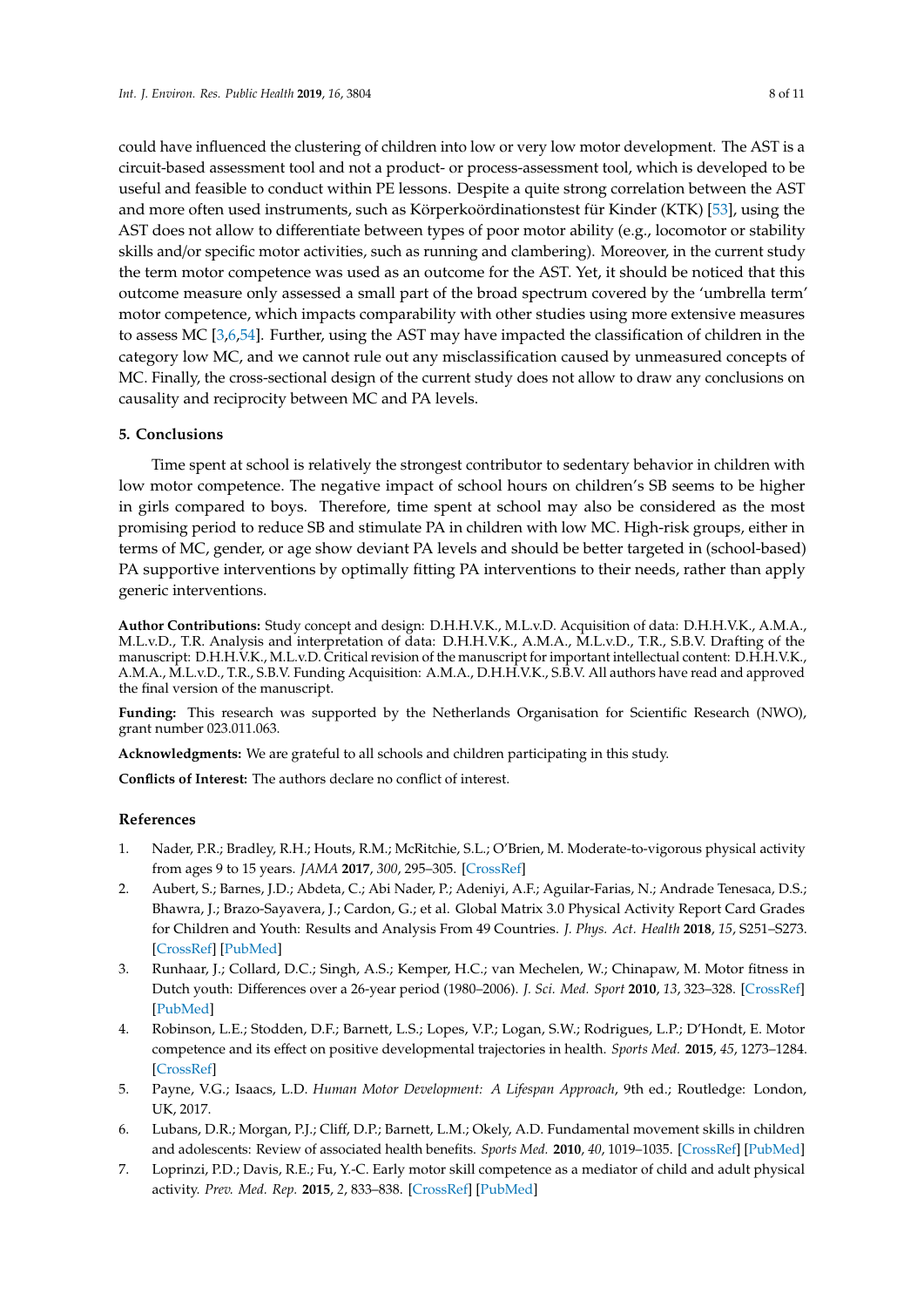could have influenced the clustering of children into low or very low motor development. The AST is a circuit-based assessment tool and not a product- or process-assessment tool, which is developed to be useful and feasible to conduct within PE lessons. Despite a quite strong correlation between the AST and more often used instruments, such as Körperkoördinationstest für Kinder (KTK) [53], using the AST does not allow to differentiate between types of poor motor ability (e.g., locomotor or stability skills and/or specific motor activities, such as running and clambering). Moreover, in the current study the term motor competence was used as an outcome for the AST. Yet, it should be noticed that this outcome measure only assessed a small part of the broad spectrum covered by the 'umbrella term' motor competence, which impacts comparability with other studies using more extensive measures to assess MC [3,6,54]. Further, using the AST may have impacted the classification of children in the category low MC, and we cannot rule out any misclassification caused by unmeasured concepts of MC. Finally, the cross-sectional design of the current study does not allow to draw any conclusions on causality and reciprocity between MC and PA levels.

## 5. Conclusions

Time spent at school is relatively the strongest contributor to sedentary behavior in children with low motor competence. The negative impact of school hours on children's SB seems to be higher in girls compared to boys. Therefore, time spent at school may also be considered as the most promising period to reduce SB and stimulate PA in children with low MC. High-risk groups, either in terms of MC, gender, or age show deviant PA levels and should be better targeted in (school-based) PA supportive interventions by optimally fitting PA interventions to their needs, rather than apply generic interventions.

**Author Contributions:** Study concept and design: D.H.H.V.K., M.L.v.D. Acquisition of data: D.H.H.V.K., A.M.A., M.L.v.D., T.R. Analysis and interpretation of data: D.H.H.V.K., A.M.A., M.L.v.D., T.R., S.B.V. Drafting of the manuscript: D.H.H.V.K., M.L.v.D. Critical revision of the manuscript for important intellectual content: D.H.H.V.K., A.M.A., M.L.v.D., T.R., S.B.V. Funding Acquisition: A.M.A., D.H.H.V.K., S.B.V. All authors have read and approved the final version of the manuscript.

**Funding:** This research was supported by the Netherlands Organisation for Scientific Research (NWO), grant number 023.011.063.

**Acknowledgments:** We are grateful to all schools and children participating in this study.

**Conflicts of Interest:** The authors declare no conflict of interest.

## References

1. Nader, P.R.; Bradley, R.H.; Houts, R.M.; McRitchie, S.L.; O'Brien, M. Moderate-to-vigorous physical activity from ages 9 to 15 years. *JAMA* **2017**, *300*, 295–305. [CrossRef]
2. Aubert, S.; Barnes, J.D.; Abdeta, C.; Abi Nader, P.; Adeniyi, A.F.; Aguilar-Farias, N.; Andrade Tenesaca, D.S.; Bhawra, J.; Brazo-Sayavera, J.; Cardon, G.; et al. Global Matrix 3.0 Physical Activity Report Card Grades for Children and Youth: Results and Analysis From 49 Countries. *J. Phys. Act. Health* **2018**, *15*, S251–S273. [CrossRef] [PubMed]
3. Runhaar, J.; Collard, D.C.; Singh, A.S.; Kemper, H.C.; van Mechelen, W.; Chinapaw, M. Motor fitness in Dutch youth: Differences over a 26-year period (1980–2006). *J. Sci. Med. Sport* **2010**, *13*, 323–328. [CrossRef] [PubMed]
4. Robinson, L.E.; Stodden, D.F.; Barnett, L.S.; Lopes, V.P.; Logan, S.W.; Rodrigues, L.P.; D'Hondt, E. Motor competence and its effect on positive developmental trajectories in health. *Sports Med.* **2015**, *45*, 1273–1284. [CrossRef]
5. Payne, V.G.; Isaacs, L.D. *Human Motor Development: A Lifespan Approach*, 9th ed.; Routledge: London, UK, 2017.
6. Lubans, D.R.; Morgan, P.J.; Cliff, D.P.; Barnett, L.M.; Okely, A.D. Fundamental movement skills in children and adolescents: Review of associated health benefits. *Sports Med.* **2010**, *40*, 1019–1035. [CrossRef] [PubMed]
7. Loprinzi, P.D.; Davis, R.E.; Fu, Y.-C. Early motor skill competence as a mediator of child and adult physical activity. *Prev. Med. Rep.* **2015**, *2*, 833–838. [CrossRef] [PubMed]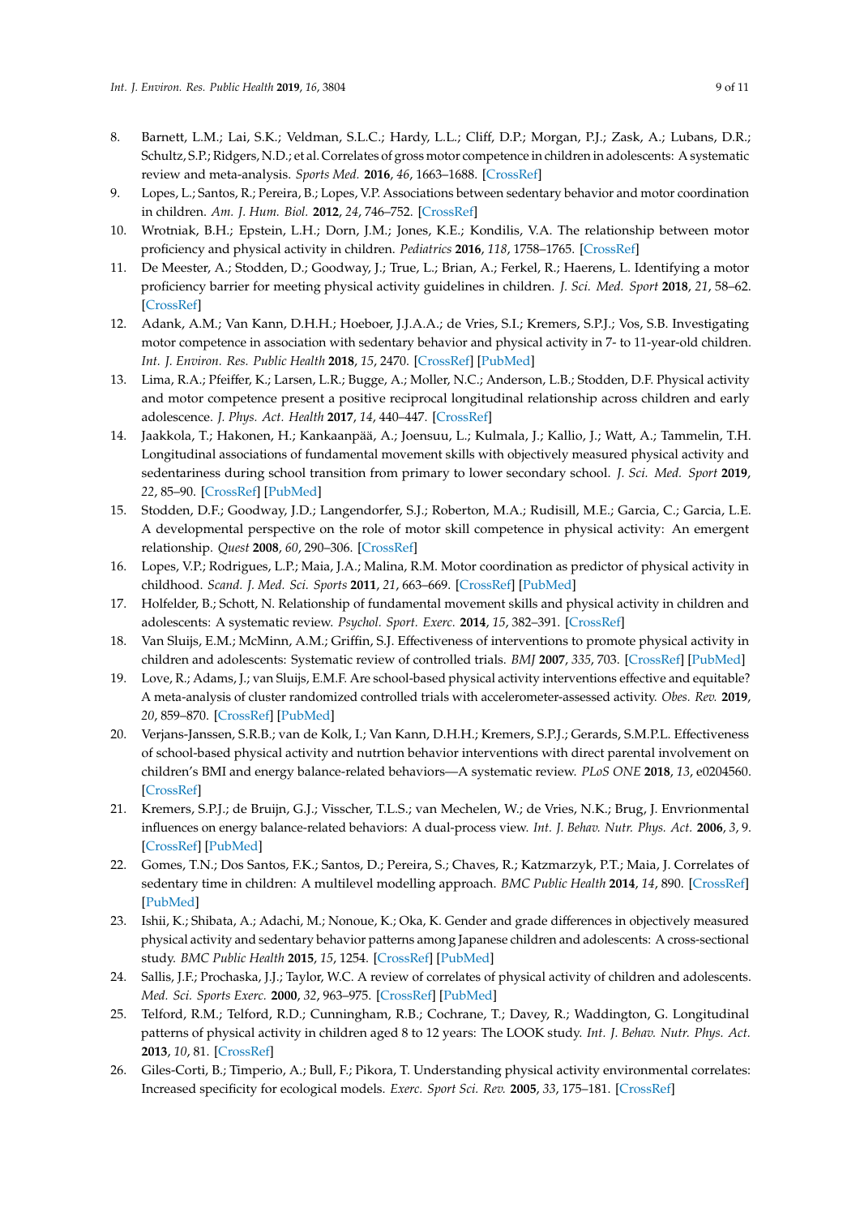8. Barnett, L.M.; Lai, S.K.; Veldman, S.L.C.; Hardy, L.L.; Cliff, D.P.; Morgan, P.J.; Zask, A.; Lubans, D.R.; Schultz, S.P.; Ridgers, N.D.; et al. Correlates of gross motor competence in children in adolescents: A systematic review and meta-analysis. *Sports Med.* **2016**, *46*, 1663–1688. [CrossRef]
9. Lopes, L.; Santos, R.; Pereira, B.; Lopes, V.P. Associations between sedentary behavior and motor coordination in children. *Am. J. Hum. Biol.* **2012**, *24*, 746–752. [CrossRef]
10. Wrotniak, B.H.; Epstein, L.H.; Dorn, J.M.; Jones, K.E.; Kondilis, V.A. The relationship between motor proficiency and physical activity in children. *Pediatrics* **2016**, *118*, 1758–1765. [CrossRef]
11. De Meester, A.; Stodden, D.; Goodway, J.; True, L.; Brian, A.; Ferkel, R.; Haerens, L. Identifying a motor proficiency barrier for meeting physical activity guidelines in children. *J. Sci. Med. Sport* **2018**, *21*, 58–62. [CrossRef]
12. Adank, A.M.; Van Kann, D.H.H.; Hoeboer, J.J.A.A.; de Vries, S.I.; Kremers, S.P.J.; Vos, S.B. Investigating motor competence in association with sedentary behavior and physical activity in 7- to 11-year-old children. *Int. J. Environ. Res. Public Health* **2018**, *15*, 2470. [CrossRef] [PubMed]
13. Lima, R.A.; Pfeiffer, K.; Larsen, L.R.; Bugge, A.; Moller, N.C.; Anderson, L.B.; Stodden, D.F. Physical activity and motor competence present a positive reciprocal longitudinal relationship across children and early adolescence. *J. Phys. Act. Health* **2017**, *14*, 440–447. [CrossRef]
14. Jaakkola, T.; Hakonen, H.; Kankaanpää, A.; Joensuu, L.; Kulmala, J.; Kallio, J.; Watt, A.; Tammelin, T.H. Longitudinal associations of fundamental movement skills with objectively measured physical activity and sedentariness during school transition from primary to lower secondary school. *J. Sci. Med. Sport* **2019**, *22*, 85–90. [CrossRef] [PubMed]
15. Stodden, D.F.; Goodway, J.D.; Langendorfer, S.J.; Roberton, M.A.; Rudisill, M.E.; Garcia, C.; Garcia, L.E. A developmental perspective on the role of motor skill competence in physical activity: An emergent relationship. *Quest* **2008**, *60*, 290–306. [CrossRef]
16. Lopes, V.P.; Rodrigues, L.P.; Maia, J.A.; Malina, R.M. Motor coordination as predictor of physical activity in childhood. *Scand. J. Med. Sci. Sports* **2011**, *21*, 663–669. [CrossRef] [PubMed]
17. Holfelder, B.; Schott, N. Relationship of fundamental movement skills and physical activity in children and adolescents: A systematic review. *Psychol. Sport. Exerc.* **2014**, *15*, 382–391. [CrossRef]
18. Van Sluijs, E.M.; McMinn, A.M.; Griffin, S.J. Effectiveness of interventions to promote physical activity in children and adolescents: Systematic review of controlled trials. *BMJ* **2007**, *335*, 703. [CrossRef] [PubMed]
19. Love, R.; Adams, J.; van Sluijs, E.M.F. Are school-based physical activity interventions effective and equitable? A meta-analysis of cluster randomized controlled trials with accelerometer-assessed activity. *Obes. Rev.* **2019**, *20*, 859–870. [CrossRef] [PubMed]
20. Verjans-Janssen, S.R.B.; van de Kolk, I.; Van Kann, D.H.H.; Kremers, S.P.J.; Gerards, S.M.P.L. Effectiveness of school-based physical activity and nutrtion behavior interventions with direct parental involvement on children's BMI and energy balance-related behaviors—A systematic review. *PLoS ONE* **2018**, *13*, e0204560. [CrossRef]
21. Kremers, S.P.J.; de Bruijn, G.J.; Visscher, T.L.S.; van Mechelen, W.; de Vries, N.K.; Brug, J. Envrionmental influences on energy balance-related behaviors: A dual-process view. *Int. J. Behav. Nutr. Phys. Act.* **2006**, *3*, 9. [CrossRef] [PubMed]
22. Gomes, T.N.; Dos Santos, F.K.; Santos, D.; Pereira, S.; Chaves, R.; Katzmarzyk, P.T.; Maia, J. Correlates of sedentary time in children: A multilevel modelling approach. *BMC Public Health* **2014**, *14*, 890. [CrossRef] [PubMed]
23. Ishii, K.; Shibata, A.; Adachi, M.; Nonoue, K.; Oka, K. Gender and grade differences in objectively measured physical activity and sedentary behavior patterns among Japanese children and adolescents: A cross-sectional study. *BMC Public Health* **2015**, *15*, 1254. [CrossRef] [PubMed]
24. Sallis, J.F.; Prochaska, J.J.; Taylor, W.C. A review of correlates of physical activity of children and adolescents. *Med. Sci. Sports Exerc.* **2000**, *32*, 963–975. [CrossRef] [PubMed]
25. Telford, R.M.; Telford, R.D.; Cunningham, R.B.; Cochrane, T.; Davey, R.; Waddington, G. Longitudinal patterns of physical activity in children aged 8 to 12 years: The LOOK study. *Int. J. Behav. Nutr. Phys. Act.* **2013**, *10*, 81. [CrossRef]
26. Giles-Corti, B.; Timperio, A.; Bull, F.; Pikora, T. Understanding physical activity environmental correlates: Increased specificity for ecological models. *Exerc. Sport Sci. Rev.* **2005**, *33*, 175–181. [CrossRef]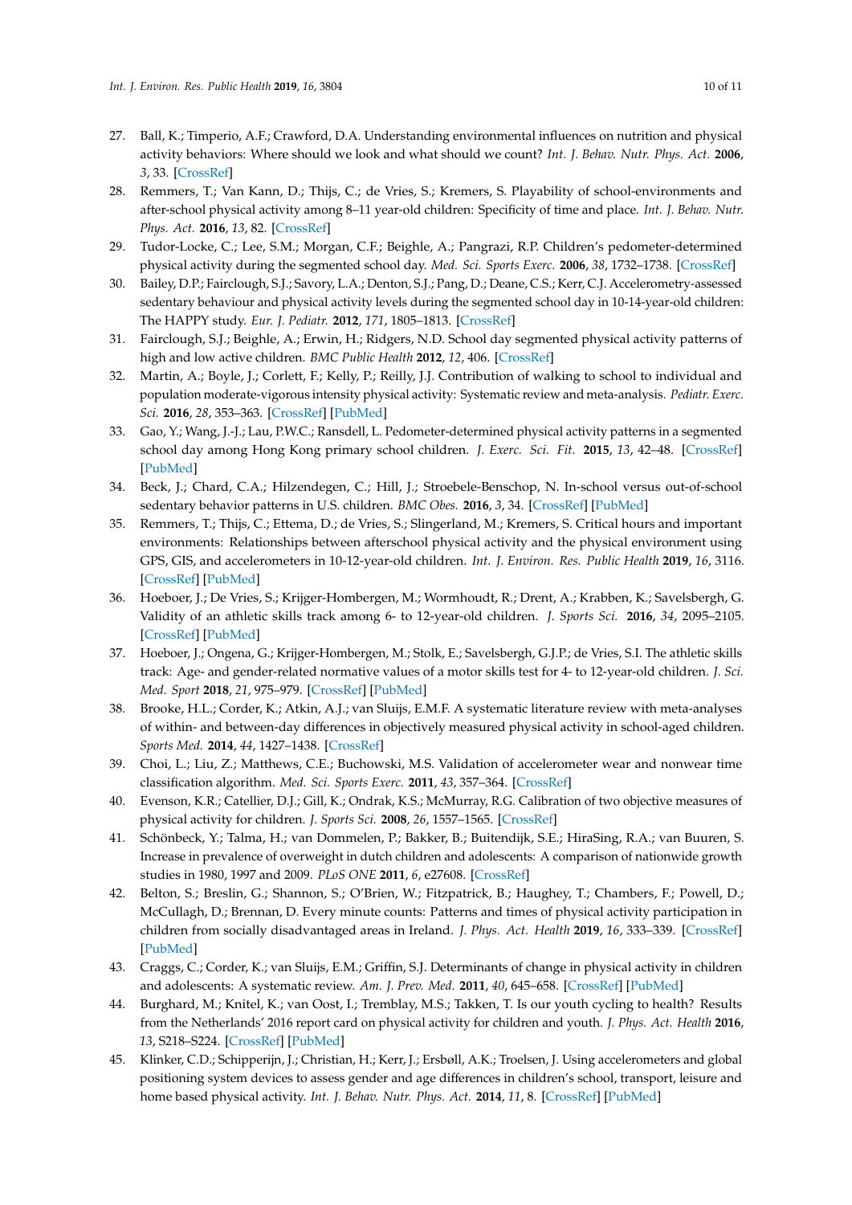27. Ball, K.; Timperio, A.F.; Crawford, D.A. Understanding environmental influences on nutrition and physical activity behaviors: Where should we look and what should we count? *Int. J. Behav. Nutr. Phys. Act.* **2006**, *3*, 33. [CrossRef]
28. Remmers, T.; Van Kann, D.; Thijs, C.; de Vries, S.; Kremers, S. Playability of school-environments and after-school physical activity among 8–11 year-old children: Specificity of time and place. *Int. J. Behav. Nutr. Phys. Act.* **2016**, *13*, 82. [CrossRef]
29. Tudor-Locke, C.; Lee, S.M.; Morgan, C.F.; Beighle, A.; Pangrazi, R.P. Children's pedometer-determined physical activity during the segmented school day. *Med. Sci. Sports Exerc.* **2006**, *38*, 1732–1738. [CrossRef]
30. Bailey, D.P.; Fairclough, S.J.; Savory, L.A.; Denton, S.J.; Pang, D.; Deane, C.S.; Kerr, C.J. Accelerometry-assessed sedentary behaviour and physical activity levels during the segmented school day in 10-14-year-old children: The HAPPY study. *Eur. J. Pediatr.* **2012**, *171*, 1805–1813. [CrossRef]
31. Fairclough, S.J.; Beighle, A.; Erwin, H.; Ridgers, N.D. School day segmented physical activity patterns of high and low active children. *BMC Public Health* **2012**, *12*, 406. [CrossRef]
32. Martin, A.; Boyle, J.; Corlett, F.; Kelly, P.; Reilly, J.J. Contribution of walking to school to individual and population moderate-vigorous intensity physical activity: Systematic review and meta-analysis. *Pediatr. Exerc. Sci.* **2016**, *28*, 353–363. [CrossRef] [PubMed]
33. Gao, Y.; Wang, J.-J.; Lau, P.W.C.; Ransdell, L. Pedometer-determined physical activity patterns in a segmented school day among Hong Kong primary school children. *J. Exerc. Sci. Fit.* **2015**, *13*, 42–48. [CrossRef] [PubMed]
34. Beck, J.; Chard, C.A.; Hilzendegen, C.; Hill, J.; Stroebele-Benschop, N. In-school versus out-of-school sedentary behavior patterns in U.S. children. *BMC Obes.* **2016**, *3*, 34. [CrossRef] [PubMed]
35. Remmers, T.; Thijs, C.; Ettema, D.; de Vries, S.; Slingerland, M.; Kremers, S. Critical hours and important environments: Relationships between afterschool physical activity and the physical environment using GPS, GIS, and accelerometers in 10-12-year-old children. *Int. J. Environ. Res. Public Health* **2019**, *16*, 3116. [CrossRef] [PubMed]
36. Hoeboer, J.; De Vries, S.; Krijger-Hombergen, M.; Wormhoudt, R.; Drent, A.; Krabben, K.; Savelsbergh, G. Validity of an athletic skills track among 6- to 12-year-old children. *J. Sports Sci.* **2016**, *34*, 2095–2105. [CrossRef] [PubMed]
37. Hoeboer, J.; Ongena, G.; Krijger-Hombergen, M.; Stolk, E.; Savelsbergh, G.J.P.; de Vries, S.I. The athletic skills track: Age- and gender-related normative values of a motor skills test for 4- to 12-year-old children. *J. Sci. Med. Sport* **2018**, *21*, 975–979. [CrossRef] [PubMed]
38. Brooke, H.L.; Corder, K.; Atkin, A.J.; van Sluijs, E.M.F. A systematic literature review with meta-analyses of within- and between-day differences in objectively measured physical activity in school-aged children. *Sports Med.* **2014**, *44*, 1427–1438. [CrossRef]
39. Choi, L.; Liu, Z.; Matthews, C.E.; Buchowski, M.S. Validation of accelerometer wear and nonwear time classification algorithm. *Med. Sci. Sports Exerc.* **2011**, *43*, 357–364. [CrossRef]
40. Evenson, K.R.; Catellier, D.J.; Gill, K.; Ondrak, K.S.; McMurray, R.G. Calibration of two objective measures of physical activity for children. *J. Sports Sci.* **2008**, *26*, 1557–1565. [CrossRef]
41. Schönbeck, Y.; Talma, H.; van Dommelen, P.; Bakker, B.; Buitendijk, S.E.; HiraSing, R.A.; van Buuren, S. Increase in prevalence of overweight in dutch children and adolescents: A comparison of nationwide growth studies in 1980, 1997 and 2009. *PLoS ONE* **2011**, *6*, e27608. [CrossRef]
42. Belton, S.; Breslin, G.; Shannon, S.; O'Brien, W.; Fitzpatrick, B.; Haughey, T.; Chambers, F.; Powell, D.; McCullagh, D.; Brennan, D. Every minute counts: Patterns and times of physical activity participation in children from socially disadvantaged areas in Ireland. *J. Phys. Act. Health* **2019**, *16*, 333–339. [CrossRef] [PubMed]
43. Craggs, C.; Corder, K.; van Sluijs, E.M.; Griffin, S.J. Determinants of change in physical activity in children and adolescents: A systematic review. *Am. J. Prev. Med.* **2011**, *40*, 645–658. [CrossRef] [PubMed]
44. Burghard, M.; Knitel, K.; van Oost, I.; Tremblay, M.S.; Takken, T. Is our youth cycling to health? Results from the Netherlands' 2016 report card on physical activity for children and youth. *J. Phys. Act. Health* **2016**, *13*, S218–S224. [CrossRef] [PubMed]
45. Klinker, C.D.; Schipperijn, J.; Christian, H.; Kerr, J.; Ersbøll, A.K.; Troelsen, J. Using accelerometers and global positioning system devices to assess gender and age differences in children's school, transport, leisure and home based physical activity. *Int. J. Behav. Nutr. Phys. Act.* **2014**, *11*, 8. [CrossRef] [PubMed]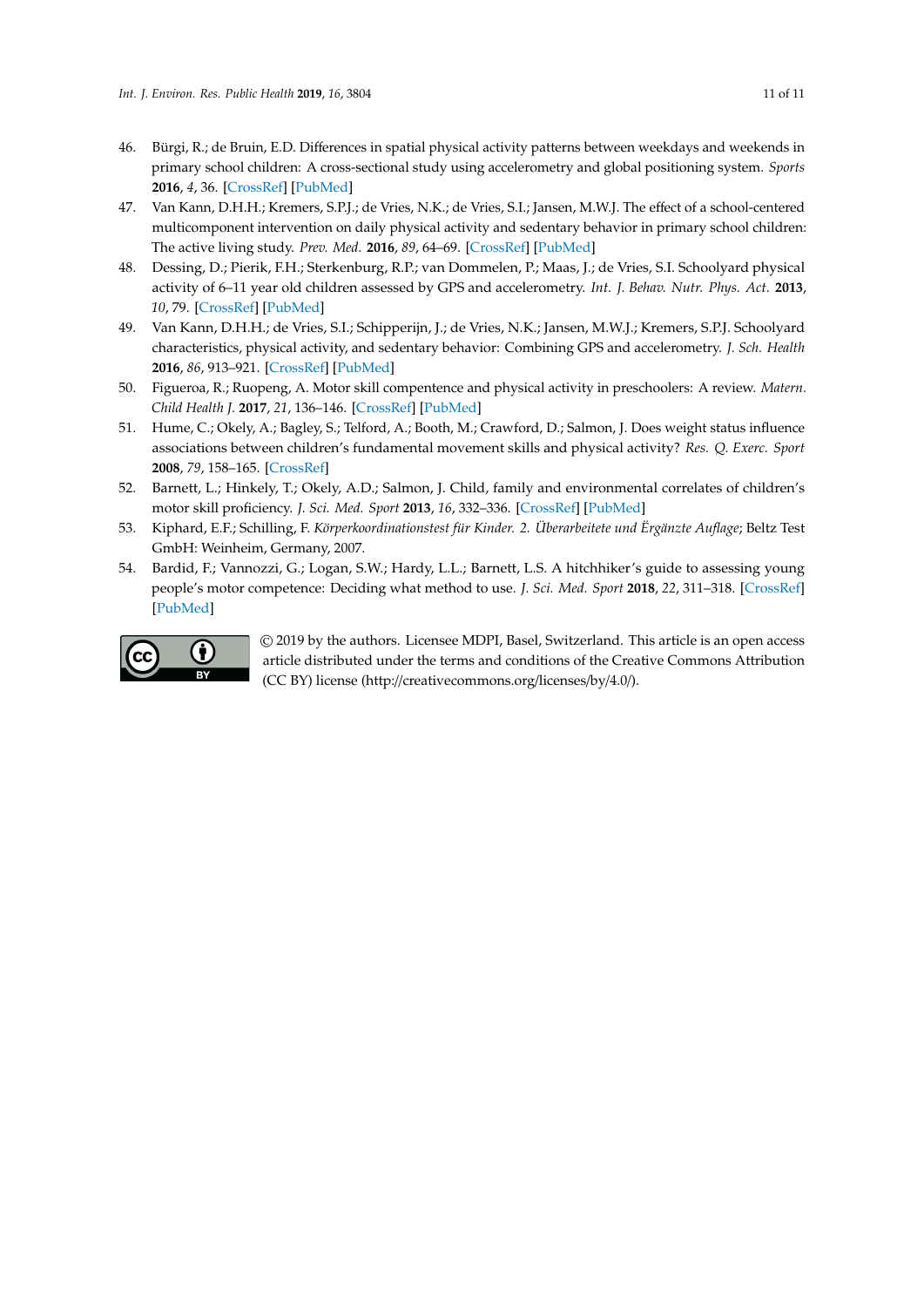46. Bürgi, R.; de Bruin, E.D. Differences in spatial physical activity patterns between weekdays and weekends in primary school children: A cross-sectional study using accelerometry and global positioning system. *Sports* **2016**, *4*, 36. [CrossRef] [PubMed]
47. Van Kann, D.H.H.; Kremers, S.P.J.; de Vries, N.K.; de Vries, S.I.; Jansen, M.W.J. The effect of a school-centered multicomponent intervention on daily physical activity and sedentary behavior in primary school children: The active living study. *Prev. Med.* **2016**, *89*, 64–69. [CrossRef] [PubMed]
48. Dessing, D.; Pierik, F.H.; Sterkenburg, R.P.; van Dommelen, P.; Maas, J.; de Vries, S.I. Schoolyard physical activity of 6–11 year old children assessed by GPS and accelerometry. *Int. J. Behav. Nutr. Phys. Act.* **2013**, *10*, 79. [CrossRef] [PubMed]
49. Van Kann, D.H.H.; de Vries, S.I.; Schipperijn, J.; de Vries, N.K.; Jansen, M.W.J.; Kremers, S.P.J. Schoolyard characteristics, physical activity, and sedentary behavior: Combining GPS and accelerometry. *J. Sch. Health* **2016**, *86*, 913–921. [CrossRef] [PubMed]
50. Figueroa, R.; Ruopeng, A. Motor skill compentence and physical activity in preschoolers: A review. *Matern. Child Health J.* **2017**, *21*, 136–146. [CrossRef] [PubMed]
51. Hume, C.; Okely, A.; Bagley, S.; Telford, A.; Booth, M.; Crawford, D.; Salmon, J. Does weight status influence associations between children's fundamental movement skills and physical activity? *Res. Q. Exerc. Sport* **2008**, *79*, 158–165. [CrossRef]
52. Barnett, L.; Hinkely, T.; Okely, A.D.; Salmon, J. Child, family and environmental correlates of children's motor skill proficiency. *J. Sci. Med. Sport* **2013**, *16*, 332–336. [CrossRef] [PubMed]
53. Kiphard, E.F.; Schilling, F. *Körperkoordinationstest für Kinder. 2. Überarbeitete und Ërgänzte Auflage*; Beltz Test GmbH: Weinheim, Germany, 2007.
54. Bardid, F.; Vannozzi, G.; Logan, S.W.; Hardy, L.L.; Barnett, L.S. A hitchhiker's guide to assessing young people's motor competence: Deciding what method to use. *J. Sci. Med. Sport* **2018**, *22*, 311–318. [CrossRef] [PubMed]

© 2019 by the authors. Licensee MDPI, Basel, Switzerland. This article is an open access article distributed under the terms and conditions of the Creative Commons Attribution (CC BY) license (http://creativecommons.org/licenses/by/4.0/).